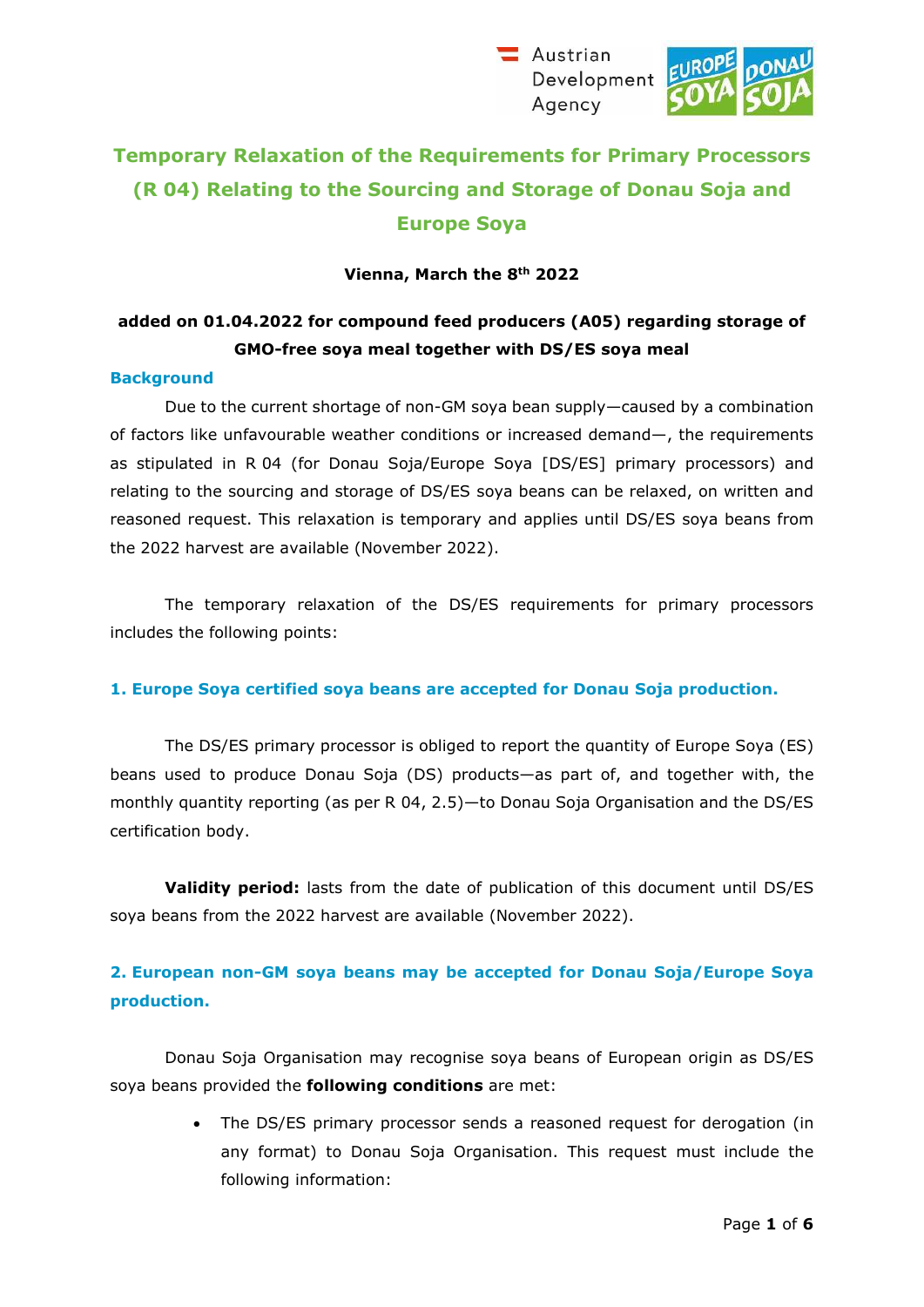# Temporary Relaxation of the Requirements for Primary Processors (R 04) Relating to the Sourcing and Storage of Donau Soja and Europe Soya

**Vienna, March the 8th 2022**

**added on 01.04.2022 for compound feed producers (A05) regarding storage of GMO-free soya meal together with DS/ES soya meal**

## Background

Due to the current shortage of non-GM soya bean supply—caused by a combination of factors like unfavourable weather conditions or increased demand—, the requirements as stipulated in R 04 (for Donau Soja/Europe Soya [DS/ES] primary processors) and relating to the sourcing and storage of DS/ES soya beans can be relaxed, on written and reasoned request. This relaxation is temporary and applies until DS/ES soya beans from the 2022 harvest are available (November 2022).

The temporary relaxation of the DS/ES requirements for primary processors includes the following points:

### 1. Europe Soya certified soya beans are accepted for Donau Soja production.

The DS/ES primary processor is obliged to report the quantity of Europe Soya (ES) beans used to produce Donau Soja (DS) products—as part of, and together with, the monthly quantity reporting (as per R 04, 2.5)—to Donau Soja Organisation and the DS/ES certification body.

**Validity period:** lasts from the date of publication of this document until DS/ES soya beans from the 2022 harvest are available (November 2022).

### 2. European non-GM soya beans may be accepted for Donau Soja/Europe Soya production.

Donau Soja Organisation may recognise soya beans of European origin as DS/ES soya beans provided the **following conditions** are met:

- The DS/ES primary processor sends a reasoned request for derogation (in any format) to Donau Soja Organisation. This request must include the following information: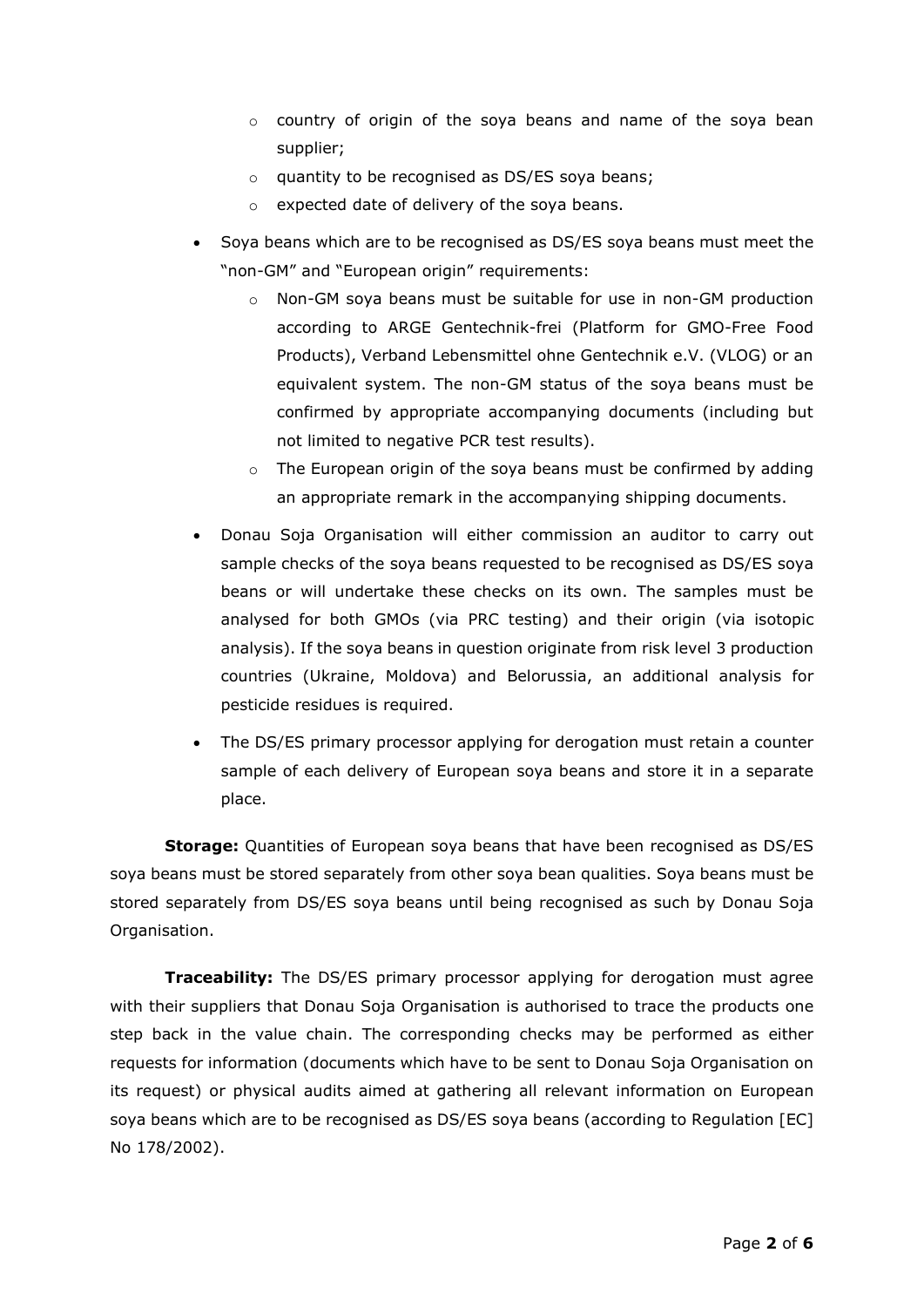- country of origin of the soya beans and name of the soya bean supplier;
    - quantity to be recognised as DS/ES soya beans;
    - expected date of delivery of the soya beans.
- Soya beans which are to be recognised as DS/ES soya beans must meet the "non-GM" and "European origin" requirements:
    - Non-GM soya beans must be suitable for use in non-GM production according to ARGE Gentechnik-frei (Platform for GMO-Free Food Products), Verband Lebensmittel ohne Gentechnik e.V. (VLOG) or an equivalent system. The non-GM status of the soya beans must be confirmed by appropriate accompanying documents (including but not limited to negative PCR test results).
    - The European origin of the soya beans must be confirmed by adding an appropriate remark in the accompanying shipping documents.
- Donau Soja Organisation will either commission an auditor to carry out sample checks of the soya beans requested to be recognised as DS/ES soya beans or will undertake these checks on its own. The samples must be analysed for both GMOs (via PRC testing) and their origin (via isotopic analysis). If the soya beans in question originate from risk level 3 production countries (Ukraine, Moldova) and Belorussia, an additional analysis for pesticide residues is required.
- The DS/ES primary processor applying for derogation must retain a counter sample of each delivery of European soya beans and store it in a separate place.

**Storage:** Quantities of European soya beans that have been recognised as DS/ES soya beans must be stored separately from other soya bean qualities. Soya beans must be stored separately from DS/ES soya beans until being recognised as such by Donau Soja Organisation.

**Traceability:** The DS/ES primary processor applying for derogation must agree with their suppliers that Donau Soja Organisation is authorised to trace the products one step back in the value chain. The corresponding checks may be performed as either requests for information (documents which have to be sent to Donau Soja Organisation on its request) or physical audits aimed at gathering all relevant information on European soya beans which are to be recognised as DS/ES soya beans (according to Regulation [EC] No 178/2002).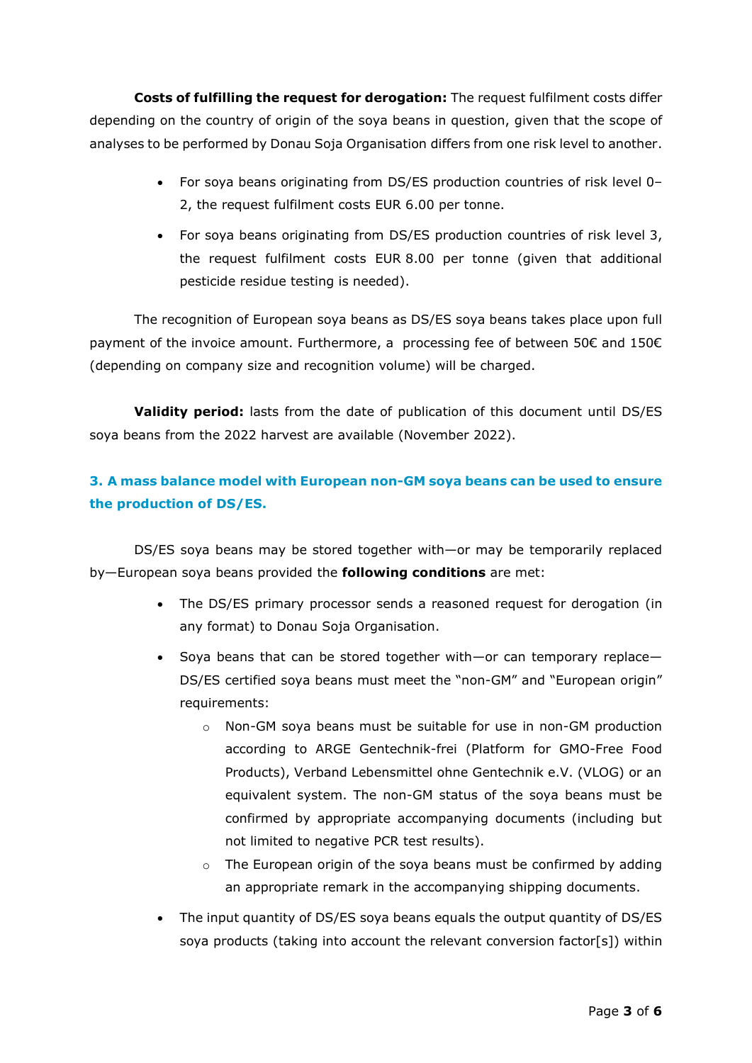**Costs of fulfilling the request for derogation:** The request fulfilment costs differ depending on the country of origin of the soya beans in question, given that the scope of analyses to be performed by Donau Soja Organisation differs from one risk level to another.

- For soya beans originating from DS/ES production countries of risk level 0–2, the request fulfilment costs EUR 6.00 per tonne.
- For soya beans originating from DS/ES production countries of risk level 3, the request fulfilment costs EUR 8.00 per tonne (given that additional pesticide residue testing is needed).

The recognition of European soya beans as DS/ES soya beans takes place upon full payment of the invoice amount. Furthermore, a processing fee of between 50€ and 150€ (depending on company size and recognition volume) will be charged.

**Validity period:** lasts from the date of publication of this document until DS/ES soya beans from the 2022 harvest are available (November 2022).

## 3. A mass balance model with European non-GM soya beans can be used to ensure the production of DS/ES.

DS/ES soya beans may be stored together with—or may be temporarily replaced by—European soya beans provided the **following conditions** are met:

- The DS/ES primary processor sends a reasoned request for derogation (in any format) to Donau Soja Organisation.
- Soya beans that can be stored together with—or can temporary replace—DS/ES certified soya beans must meet the "non-GM" and "European origin" requirements:
  - Non-GM soya beans must be suitable for use in non-GM production according to ARGE Gentechnik-frei (Platform for GMO-Free Food Products), Verband Lebensmittel ohne Gentechnik e.V. (VLOG) or an equivalent system. The non-GM status of the soya beans must be confirmed by appropriate accompanying documents (including but not limited to negative PCR test results).
  - The European origin of the soya beans must be confirmed by adding an appropriate remark in the accompanying shipping documents.
- The input quantity of DS/ES soya beans equals the output quantity of DS/ES soya products (taking into account the relevant conversion factor[s]) within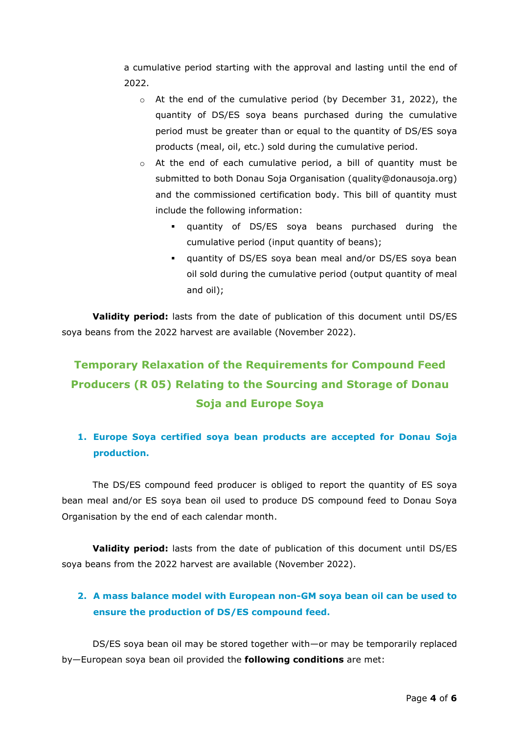a cumulative period starting with the approval and lasting until the end of 2022.

  - At the end of the cumulative period (by December 31, 2022), the quantity of DS/ES soya beans purchased during the cumulative period must be greater than or equal to the quantity of DS/ES soya products (meal, oil, etc.) sold during the cumulative period.
  - At the end of each cumulative period, a bill of quantity must be submitted to both Donau Soja Organisation (quality@donausoja.org) and the commissioned certification body. This bill of quantity must include the following information:
    - quantity of DS/ES soya beans purchased during the cumulative period (input quantity of beans);
    - quantity of DS/ES soya bean meal and/or DS/ES soya bean oil sold during the cumulative period (output quantity of meal and oil);

**Validity period:** lasts from the date of publication of this document until DS/ES soya beans from the 2022 harvest are available (November 2022).

## Temporary Relaxation of the Requirements for Compound Feed Producers (R 05) Relating to the Sourcing and Storage of Donau Soja and Europe Soya

### 1. Europe Soya certified soya bean products are accepted for Donau Soja production.

The DS/ES compound feed producer is obliged to report the quantity of ES soya bean meal and/or ES soya bean oil used to produce DS compound feed to Donau Soya Organisation by the end of each calendar month.

**Validity period:** lasts from the date of publication of this document until DS/ES soya beans from the 2022 harvest are available (November 2022).

### 2. A mass balance model with European non-GM soya bean oil can be used to ensure the production of DS/ES compound feed.

DS/ES soya bean oil may be stored together with—or may be temporarily replaced by—European soya bean oil provided the **following conditions** are met: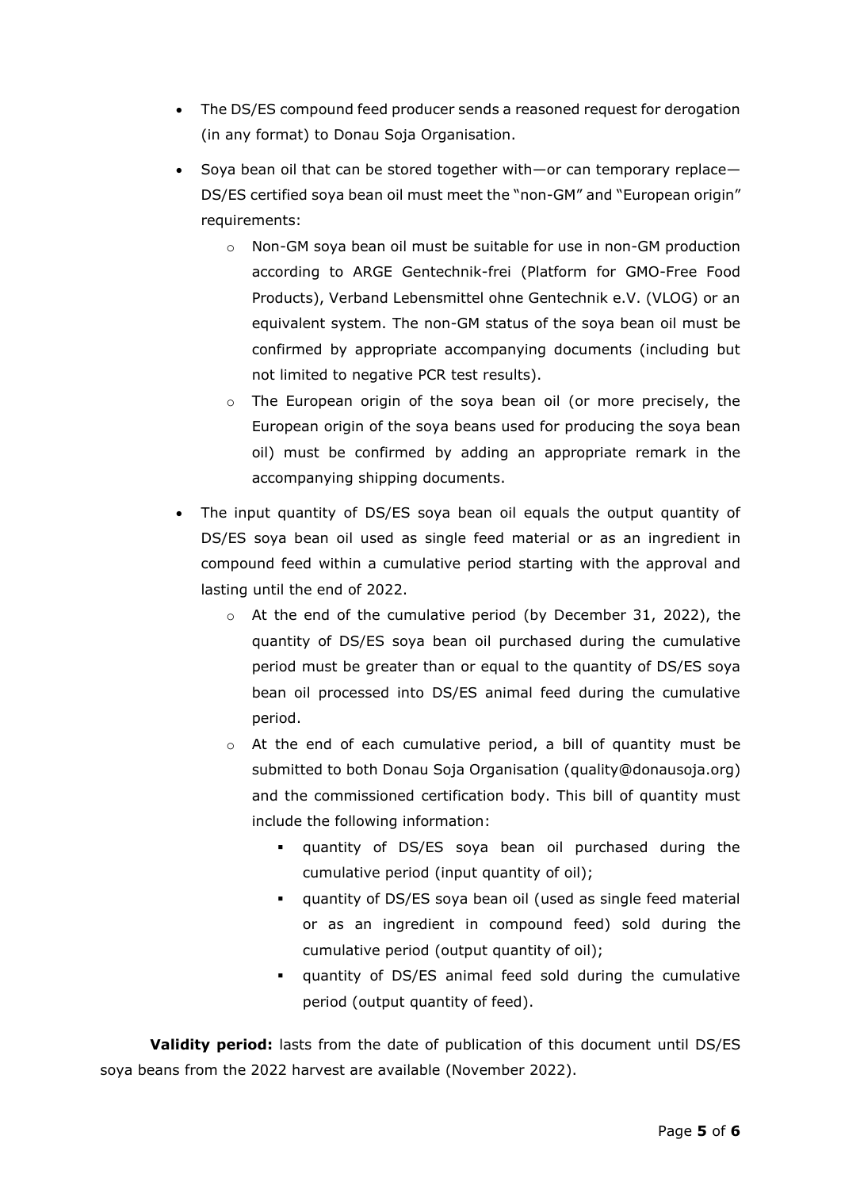- The DS/ES compound feed producer sends a reasoned request for derogation (in any format) to Donau Soja Organisation.
- Soya bean oil that can be stored together with—or can temporary replace—DS/ES certified soya bean oil must meet the "non-GM" and "European origin" requirements:
  - Non-GM soya bean oil must be suitable for use in non-GM production according to ARGE Gentechnik-frei (Platform for GMO-Free Food Products), Verband Lebensmittel ohne Gentechnik e.V. (VLOG) or an equivalent system. The non-GM status of the soya bean oil must be confirmed by appropriate accompanying documents (including but not limited to negative PCR test results).
  - The European origin of the soya bean oil (or more precisely, the European origin of the soya beans used for producing the soya bean oil) must be confirmed by adding an appropriate remark in the accompanying shipping documents.
- The input quantity of DS/ES soya bean oil equals the output quantity of DS/ES soya bean oil used as single feed material or as an ingredient in compound feed within a cumulative period starting with the approval and lasting until the end of 2022.
  - At the end of the cumulative period (by December 31, 2022), the quantity of DS/ES soya bean oil purchased during the cumulative period must be greater than or equal to the quantity of DS/ES soya bean oil processed into DS/ES animal feed during the cumulative period.
  - At the end of each cumulative period, a bill of quantity must be submitted to both Donau Soja Organisation (quality@donausoja.org) and the commissioned certification body. This bill of quantity must include the following information:
    - quantity of DS/ES soya bean oil purchased during the cumulative period (input quantity of oil);
    - quantity of DS/ES soya bean oil (used as single feed material or as an ingredient in compound feed) sold during the cumulative period (output quantity of oil);
    - quantity of DS/ES animal feed sold during the cumulative period (output quantity of feed).

**Validity period:** lasts from the date of publication of this document until DS/ES soya beans from the 2022 harvest are available (November 2022).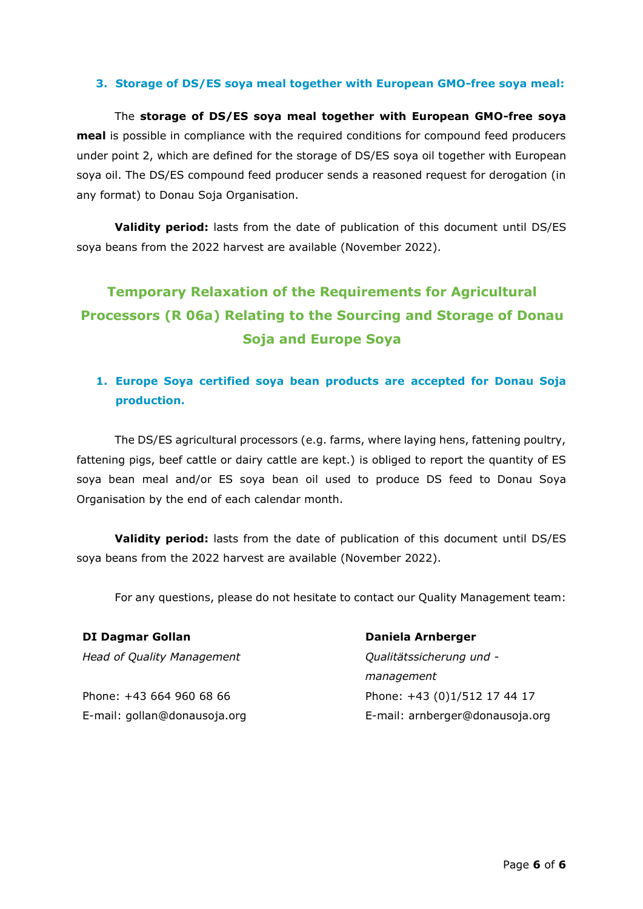### 3. Storage of DS/ES soya meal together with European GMO-free soya meal:

The **storage of DS/ES soya meal together with European GMO-free soya meal** is possible in compliance with the required conditions for compound feed producers under point 2, which are defined for the storage of DS/ES soya oil together with European soya oil. The DS/ES compound feed producer sends a reasoned request for derogation (in any format) to Donau Soja Organisation.

**Validity period:** lasts from the date of publication of this document until DS/ES soya beans from the 2022 harvest are available (November 2022).

## Temporary Relaxation of the Requirements for Agricultural Processors (R 06a) Relating to the Sourcing and Storage of Donau Soja and Europe Soya

### 1. Europe Soya certified soya bean products are accepted for Donau Soja production.

The DS/ES agricultural processors (e.g. farms, where laying hens, fattening poultry, fattening pigs, beef cattle or dairy cattle are kept.) is obliged to report the quantity of ES soya bean meal and/or ES soya bean oil used to produce DS feed to Donau Soya Organisation by the end of each calendar month.

**Validity period:** lasts from the date of publication of this document until DS/ES soya beans from the 2022 harvest are available (November 2022).

For any questions, please do not hesitate to contact our Quality Management team:

**DI Dagmar Gollan**
*Head of Quality Management*

Phone: +43 664 960 68 66
E-mail: gollan@donausoja.org

**Daniela Arnberger**
*Qualitätssicherung und -management*

Phone: +43 (0)1/512 17 44 17
E-mail: arnberger@donausoja.org